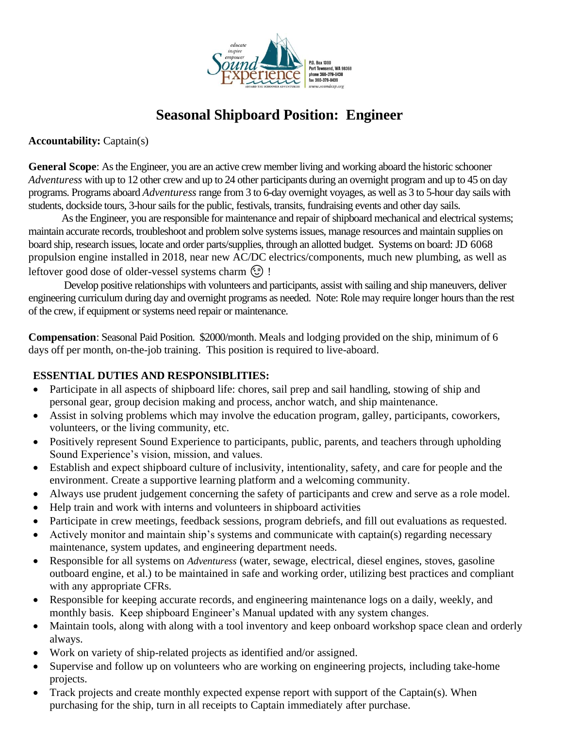educate
inspire
empower
Sound Experience
ABOARD THE SCHOONER ADVENTURESS

P.O. Box 1390
Port Townsend, WA 98368
phone 360-379-0438
fax 360-379-0439
www.soundexp.org

# Seasonal Shipboard Position: Engineer

**Accountability:** Captain(s)

**General Scope**: As the Engineer, you are an active crew member living and working aboard the historic schooner *Adventuress* with up to 12 other crew and up to 24 other participants during an overnight program and up to 45 on day programs. Programs aboard *Adventuress* range from 3 to 6-day overnight voyages, as well as 3 to 5-hour day sails with students, dockside tours, 3-hour sails for the public, festivals, transits, fundraising events and other day sails.

As the Engineer, you are responsible for maintenance and repair of shipboard mechanical and electrical systems; maintain accurate records, troubleshoot and problem solve systems issues, manage resources and maintain supplies on board ship, research issues, locate and order parts/supplies, through an allotted budget. Systems on board: JD 6068 propulsion engine installed in 2018, near new AC/DC electrics/components, much new plumbing, as well as leftover good dose of older-vessel systems charm 😉 !

Develop positive relationships with volunteers and participants, assist with sailing and ship maneuvers, deliver engineering curriculum during day and overnight programs as needed. Note: Role may require longer hours than the rest of the crew, if equipment or systems need repair or maintenance.

**Compensation**: Seasonal Paid Position. $2000/month. Meals and lodging provided on the ship, minimum of 6 days off per month, on-the-job training. This position is required to live-aboard.

**ESSENTIAL DUTIES AND RESPONSIBLITIES:**

- Participate in all aspects of shipboard life: chores, sail prep and sail handling, stowing of ship and personal gear, group decision making and process, anchor watch, and ship maintenance.
- Assist in solving problems which may involve the education program, galley, participants, coworkers, volunteers, or the living community, etc.
- Positively represent Sound Experience to participants, public, parents, and teachers through upholding Sound Experience's vision, mission, and values.
- Establish and expect shipboard culture of inclusivity, intentionality, safety, and care for people and the environment. Create a supportive learning platform and a welcoming community.
- Always use prudent judgement concerning the safety of participants and crew and serve as a role model.
- Help train and work with interns and volunteers in shipboard activities
- Participate in crew meetings, feedback sessions, program debriefs, and fill out evaluations as requested.
- Actively monitor and maintain ship's systems and communicate with captain(s) regarding necessary maintenance, system updates, and engineering department needs.
- Responsible for all systems on *Adventuress* (water, sewage, electrical, diesel engines, stoves, gasoline outboard engine, et al.) to be maintained in safe and working order, utilizing best practices and compliant with any appropriate CFRs.
- Responsible for keeping accurate records, and engineering maintenance logs on a daily, weekly, and monthly basis. Keep shipboard Engineer's Manual updated with any system changes.
- Maintain tools, along with along with a tool inventory and keep onboard workshop space clean and orderly always.
- Work on variety of ship-related projects as identified and/or assigned.
- Supervise and follow up on volunteers who are working on engineering projects, including take-home projects.
- Track projects and create monthly expected expense report with support of the Captain(s). When purchasing for the ship, turn in all receipts to Captain immediately after purchase.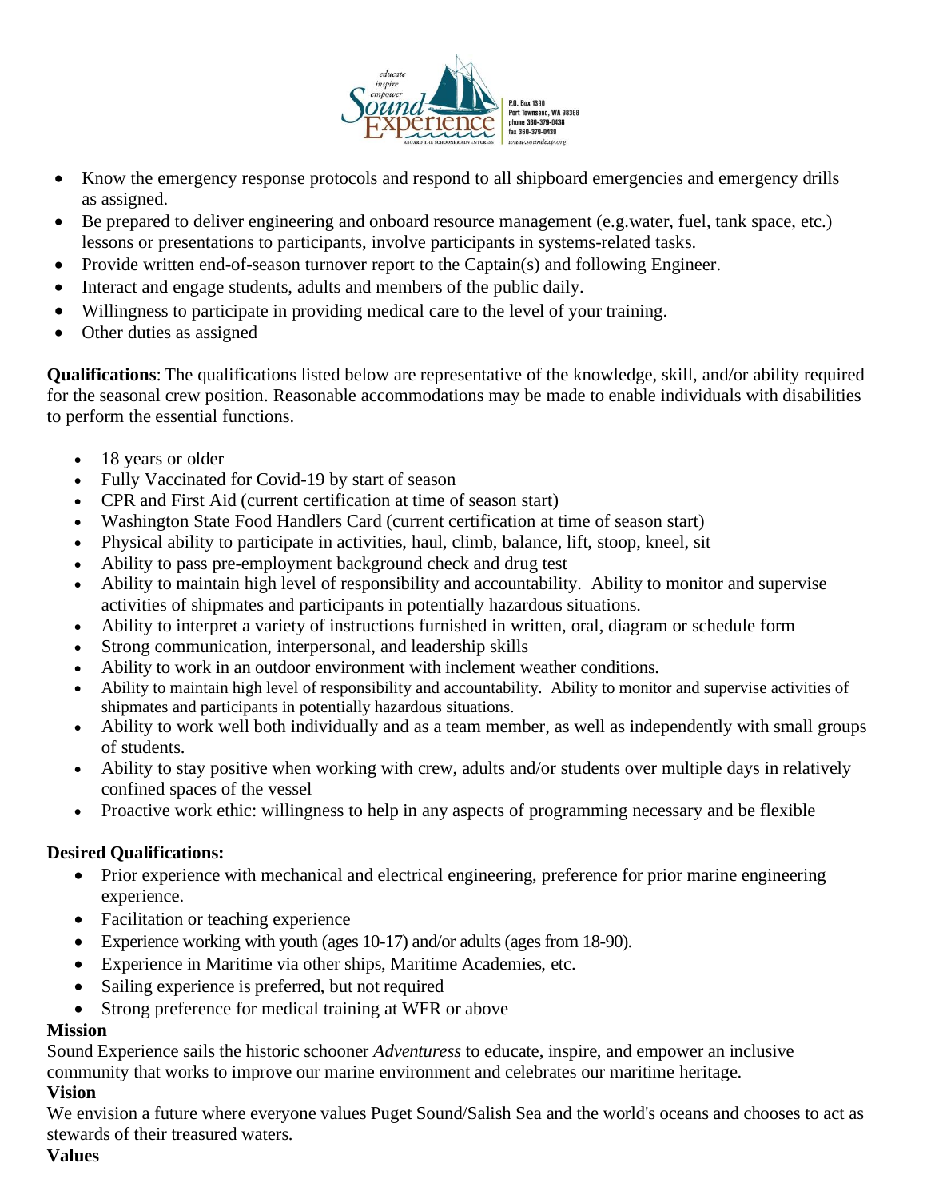- Know the emergency response protocols and respond to all shipboard emergencies and emergency drills as assigned.
- Be prepared to deliver engineering and onboard resource management (e.g.water, fuel, tank space, etc.) lessons or presentations to participants, involve participants in systems-related tasks.
- Provide written end-of-season turnover report to the Captain(s) and following Engineer.
- Interact and engage students, adults and members of the public daily.
- Willingness to participate in providing medical care to the level of your training.
- Other duties as assigned

**Qualifications**: The qualifications listed below are representative of the knowledge, skill, and/or ability required for the seasonal crew position. Reasonable accommodations may be made to enable individuals with disabilities to perform the essential functions.

- 18 years or older
- Fully Vaccinated for Covid-19 by start of season
- CPR and First Aid (current certification at time of season start)
- Washington State Food Handlers Card (current certification at time of season start)
- Physical ability to participate in activities, haul, climb, balance, lift, stoop, kneel, sit
- Ability to pass pre-employment background check and drug test
- Ability to maintain high level of responsibility and accountability. Ability to monitor and supervise activities of shipmates and participants in potentially hazardous situations.
- Ability to interpret a variety of instructions furnished in written, oral, diagram or schedule form
- Strong communication, interpersonal, and leadership skills
- Ability to work in an outdoor environment with inclement weather conditions.
- Ability to maintain high level of responsibility and accountability. Ability to monitor and supervise activities of shipmates and participants in potentially hazardous situations.
- Ability to work well both individually and as a team member, as well as independently with small groups of students.
- Ability to stay positive when working with crew, adults and/or students over multiple days in relatively confined spaces of the vessel
- Proactive work ethic: willingness to help in any aspects of programming necessary and be flexible

**Desired Qualifications:**

- Prior experience with mechanical and electrical engineering, preference for prior marine engineering experience.
- Facilitation or teaching experience
- Experience working with youth (ages 10-17) and/or adults (ages from 18-90).
- Experience in Maritime via other ships, Maritime Academies, etc.
- Sailing experience is preferred, but not required
- Strong preference for medical training at WFR or above

**Mission**

Sound Experience sails the historic schooner *Adventuress* to educate, inspire, and empower an inclusive community that works to improve our marine environment and celebrates our maritime heritage.

**Vision**

We envision a future where everyone values Puget Sound/Salish Sea and the world's oceans and chooses to act as stewards of their treasured waters.

**Values**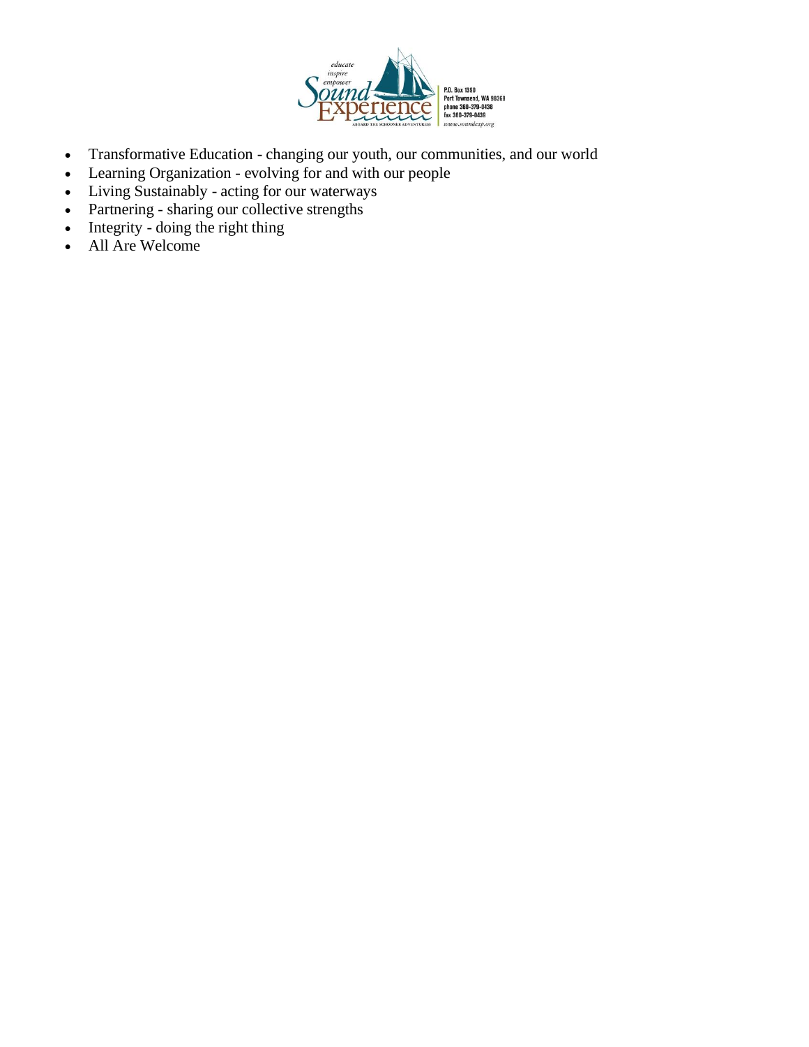- Transformative Education - changing our youth, our communities, and our world
- Learning Organization - evolving for and with our people
- Living Sustainably - acting for our waterways
- Partnering - sharing our collective strengths
- Integrity - doing the right thing
- All Are Welcome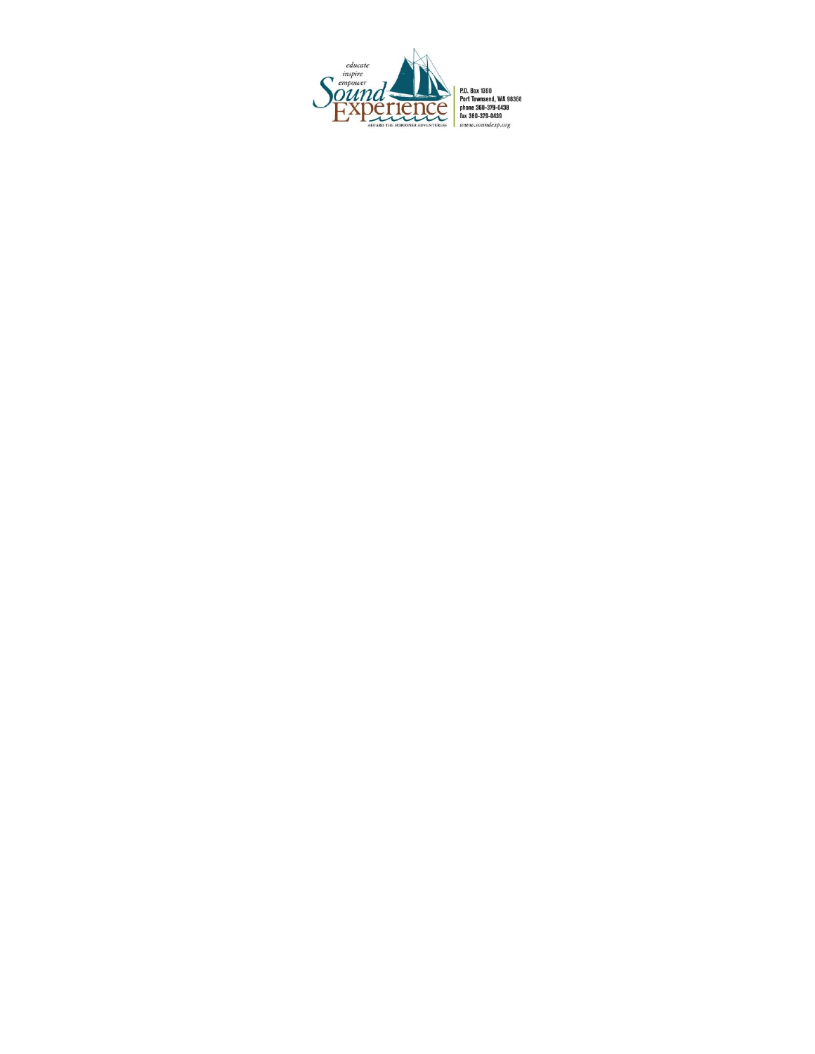educate
inspire
empower

Sound Experience

ABOARD THE SCHOONER ADVENTURESS

P.O. Box 1390
Port Townsend, WA 98368
phone 360-379-0438
fax 360-379-0439
www.soundexp.org